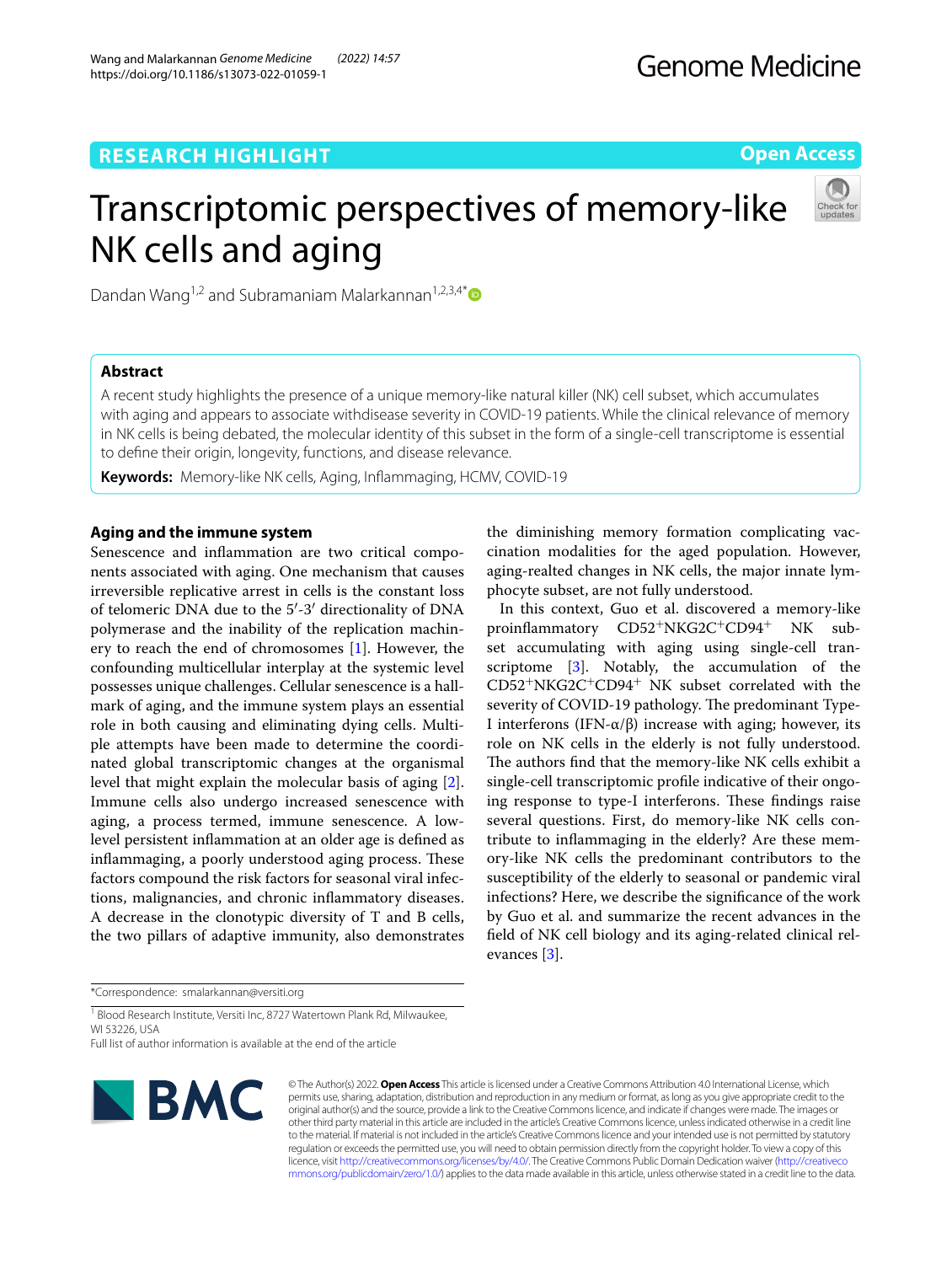**RESEARCH HIGHLIGHT**

**Open Access**

# Transcriptomic perspectives of memory-like NK cells and aging

Dandan Wang[1,2] and Subramaniam Malarkannan[1,2,3,4*]

## Abstract

A recent study highlights the presence of a unique memory-like natural killer (NK) cell subset, which accumulates with aging and appears to associate withdisease severity in COVID-19 patients. While the clinical relevance of memory in NK cells is being debated, the molecular identity of this subset in the form of a single-cell transcriptome is essential to define their origin, longevity, functions, and disease relevance.

**Keywords:** Memory-like NK cells, Aging, Inflammaging, HCMV, COVID-19

## Aging and the immune system

Senescence and inflammation are two critical components associated with aging. One mechanism that causes irreversible replicative arrest in cells is the constant loss of telomeric DNA due to the 5′-3′ directionality of DNA polymerase and the inability of the replication machinery to reach the end of chromosomes [1]. However, the confounding multicellular interplay at the systemic level possesses unique challenges. Cellular senescence is a hallmark of aging, and the immune system plays an essential role in both causing and eliminating dying cells. Multiple attempts have been made to determine the coordinated global transcriptomic changes at the organismal level that might explain the molecular basis of aging [2]. Immune cells also undergo increased senescence with aging, a process termed, immune senescence. A low-level persistent inflammation at an older age is defined as inflammaging, a poorly understood aging process. These factors compound the risk factors for seasonal viral infections, malignancies, and chronic inflammatory diseases. A decrease in the clonotypic diversity of T and B cells, the two pillars of adaptive immunity, also demonstrates the diminishing memory formation complicating vaccination modalities for the aged population. However, aging-realted changes in NK cells, the major innate lymphocyte subset, are not fully understood.

In this context, Guo et al. discovered a memory-like proinflammatory $CD52^{+}NKG2C^{+}CD94^{+}$ NK subset accumulating with aging using single-cell transcriptome [3]. Notably, the accumulation of the $CD52^{+}NKG2C^{+}CD94^{+}$ NK subset correlated with the severity of COVID-19 pathology. The predominant Type-I interferons (IFN-α/β) increase with aging; however, its role on NK cells in the elderly is not fully understood. The authors find that the memory-like NK cells exhibit a single-cell transcriptomic profile indicative of their ongoing response to type-I interferons. These findings raise several questions. First, do memory-like NK cells contribute to inflammaging in the elderly? Are these memory-like NK cells the predominant contributors to the susceptibility of the elderly to seasonal or pandemic viral infections? Here, we describe the significance of the work by Guo et al. and summarize the recent advances in the field of NK cell biology and its aging-related clinical relevances [3].

*Correspondence: smalarkannan@versiti.org

[1] Blood Research Institute, Versiti Inc, 8727 Watertown Plank Rd, Milwaukee, WI 53226, USA

Full list of author information is available at the end of the article

© The Author(s) 2022. **Open Access** This article is licensed under a Creative Commons Attribution 4.0 International License, which permits use, sharing, adaptation, distribution and reproduction in any medium or format, as long as you give appropriate credit to the original author(s) and the source, provide a link to the Creative Commons licence, and indicate if changes were made. The images or other third party material in this article are included in the article's Creative Commons licence, unless indicated otherwise in a credit line to the material. If material is not included in the article's Creative Commons licence and your intended use is not permitted by statutory regulation or exceeds the permitted use, you will need to obtain permission directly from the copyright holder. To view a copy of this licence, visit http://creativecommons.org/licenses/by/4.0/. The Creative Commons Public Domain Dedication waiver (http://creativecommons.org/publicdomain/zero/1.0/) applies to the data made available in this article, unless otherwise stated in a credit line to the data.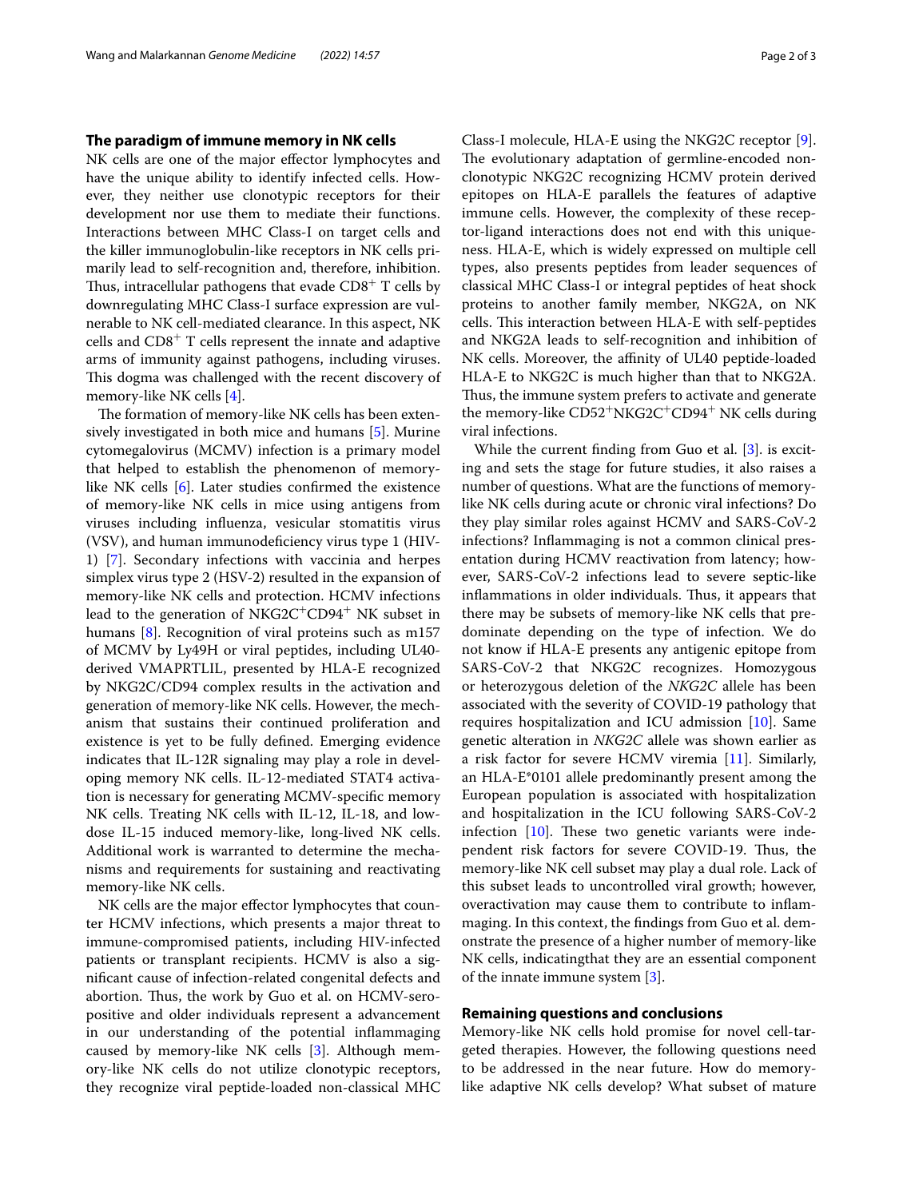## The paradigm of immune memory in NK cells

NK cells are one of the major effector lymphocytes and have the unique ability to identify infected cells. However, they neither use clonotypic receptors for their development nor use them to mediate their functions. Interactions between MHC Class-I on target cells and the killer immunoglobulin-like receptors in NK cells primarily lead to self-recognition and, therefore, inhibition. Thus, intracellular pathogens that evade $CD8^+$ T cells by downregulating MHC Class-I surface expression are vulnerable to NK cell-mediated clearance. In this aspect, NK cells and $CD8^+$ T cells represent the innate and adaptive arms of immunity against pathogens, including viruses. This dogma was challenged with the recent discovery of memory-like NK cells [4].

The formation of memory-like NK cells has been extensively investigated in both mice and humans [5]. Murine cytomegalovirus (MCMV) infection is a primary model that helped to establish the phenomenon of memory-like NK cells [6]. Later studies confirmed the existence of memory-like NK cells in mice using antigens from viruses including influenza, vesicular stomatitis virus (VSV), and human immunodeficiency virus type 1 (HIV-1) [7]. Secondary infections with vaccinia and herpes simplex virus type 2 (HSV-2) resulted in the expansion of memory-like NK cells and protection. HCMV infections lead to the generation of $NKG2C^+CD94^+$ NK subset in humans [8]. Recognition of viral proteins such as m157 of MCMV by Ly49H or viral peptides, including UL40-derived VMAPRTLIL, presented by HLA-E recognized by NKG2C/CD94 complex results in the activation and generation of memory-like NK cells. However, the mechanism that sustains their continued proliferation and existence is yet to be fully defined. Emerging evidence indicates that IL-12R signaling may play a role in developing memory NK cells. IL-12-mediated STAT4 activation is necessary for generating MCMV-specific memory NK cells. Treating NK cells with IL-12, IL-18, and low-dose IL-15 induced memory-like, long-lived NK cells. Additional work is warranted to determine the mechanisms and requirements for sustaining and reactivating memory-like NK cells.

NK cells are the major effector lymphocytes that counter HCMV infections, which presents a major threat to immune-compromised patients, including HIV-infected patients or transplant recipients. HCMV is also a significant cause of infection-related congenital defects and abortion. Thus, the work by Guo et al. on HCMV-seropositive and older individuals represent a advancement in our understanding of the potential inflammaging caused by memory-like NK cells [3]. Although memory-like NK cells do not utilize clonotypic receptors, they recognize viral peptide-loaded non-classical MHC Class-I molecule, HLA-E using the NKG2C receptor [9]. The evolutionary adaptation of germline-encoded non-clonotypic NKG2C recognizing HCMV protein derived epitopes on HLA-E parallels the features of adaptive immune cells. However, the complexity of these receptor-ligand interactions does not end with this uniqueness. HLA-E, which is widely expressed on multiple cell types, also presents peptides from leader sequences of classical MHC Class-I or integral peptides of heat shock proteins to another family member, NKG2A, on NK cells. This interaction between HLA-E with self-peptides and NKG2A leads to self-recognition and inhibition of NK cells. Moreover, the affinity of UL40 peptide-loaded HLA-E to NKG2C is much higher than that to NKG2A. Thus, the immune system prefers to activate and generate the memory-like $CD52^+NKG2C^+CD94^+$ NK cells during viral infections.

While the current finding from Guo et al. [3]. is exciting and sets the stage for future studies, it also raises a number of questions. What are the functions of memory-like NK cells during acute or chronic viral infections? Do they play similar roles against HCMV and SARS-CoV-2 infections? Inflammaging is not a common clinical presentation during HCMV reactivation from latency; however, SARS-CoV-2 infections lead to severe septic-like inflammations in older individuals. Thus, it appears that there may be subsets of memory-like NK cells that predominate depending on the type of infection. We do not know if HLA-E presents any antigenic epitope from SARS-CoV-2 that NKG2C recognizes. Homozygous or heterozygous deletion of the *NKG2C* allele has been associated with the severity of COVID-19 pathology that requires hospitalization and ICU admission [10]. Same genetic alteration in *NKG2C* allele was shown earlier as a risk factor for severe HCMV viremia [11]. Similarly, an HLA-E*0101 allele predominantly present among the European population is associated with hospitalization and hospitalization in the ICU following SARS-CoV-2 infection [10]. These two genetic variants were independent risk factors for severe COVID-19. Thus, the memory-like NK cell subset may play a dual role. Lack of this subset leads to uncontrolled viral growth; however, overactivation may cause them to contribute to inflammaging. In this context, the findings from Guo et al. demonstrate the presence of a higher number of memory-like NK cells, indicatingthat they are an essential component of the innate immune system [3].

## Remaining questions and conclusions

Memory-like NK cells hold promise for novel cell-targeted therapies. However, the following questions need to be addressed in the near future. How do memory-like adaptive NK cells develop? What subset of mature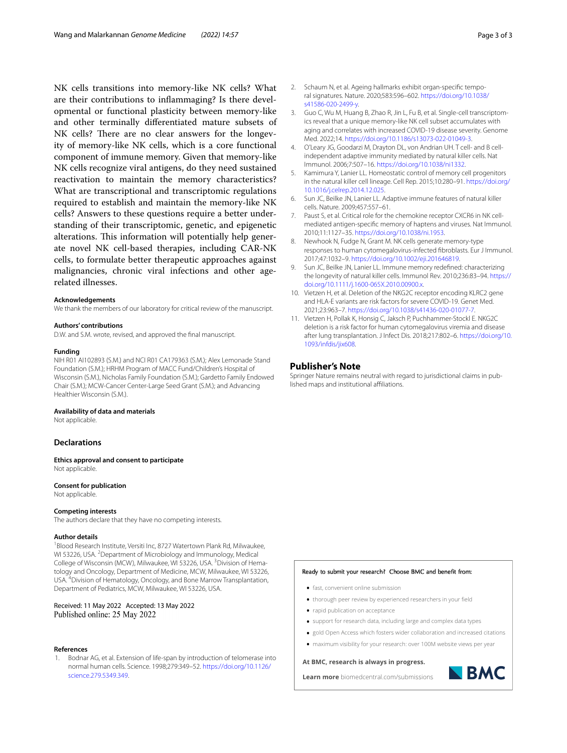NK cells transitions into memory-like NK cells? What are their contributions to inflammaging? Is there developmental or functional plasticity between memory-like and other terminally differentiated mature subsets of NK cells? There are no clear answers for the longevity of memory-like NK cells, which is a core functional component of immune memory. Given that memory-like NK cells recognize viral antigens, do they need sustained reactivation to maintain the memory characteristics? What are transcriptional and transcriptomic regulations required to establish and maintain the memory-like NK cells? Answers to these questions require a better understanding of their transcriptomic, genetic, and epigenetic alterations. This information will potentially help generate novel NK cell-based therapies, including CAR-NK cells, to formulate better therapeutic approaches against malignancies, chronic viral infections and other age-related illnesses.

#### Acknowledgements
We thank the members of our laboratory for critical review of the manuscript.

#### Authors' contributions
D.W. and S.M. wrote, revised, and approved the final manuscript.

#### Funding
NIH R01 AI102893 (S.M.) and NCI R01 CA179363 (S.M.); Alex Lemonade Stand Foundation (S.M.); HRHM Program of MACC Fund/Children's Hospital of Wisconsin (S.M.), Nicholas Family Foundation (S.M.); Gardetto Family Endowed Chair (S.M.); MCW-Cancer Center-Large Seed Grant (S.M.); and Advancing Healthier Wisconsin (S.M.).

#### Availability of data and materials
Not applicable.

### Declarations

#### Ethics approval and consent to participate
Not applicable.

#### Consent for publication
Not applicable.

#### Competing interests
The authors declare that they have no competing interests.

#### Author details
[1]Blood Research Institute, Versiti Inc, 8727 Watertown Plank Rd, Milwaukee, WI 53226, USA. [2]Department of Microbiology and Immunology, Medical College of Wisconsin (MCW), Milwaukee, WI 53226, USA. [3]Division of Hematology and Oncology, Department of Medicine, MCW, Milwaukee, WI 53226, USA. [4]Division of Hematology, Oncology, and Bone Marrow Transplantation, Department of Pediatrics, MCW, Milwaukee, WI 53226, USA.

Received: 11 May 2022 Accepted: 13 May 2022
Published online: 25 May 2022

#### References
1. Bodnar AG, et al. Extension of life-span by introduction of telomerase into normal human cells. Science. 1998;279:349–52. https://doi.org/10.1126/science.279.5349.349.
2. Schaum N, et al. Ageing hallmarks exhibit organ-specific temporal signatures. Nature. 2020;583:596–602. https://doi.org/10.1038/s41586-020-2499-y.
3. Guo C, Wu M, Huang B, Zhao R, Jin L, Fu B, et al. Single-cell transcriptomics reveal that a unique memory-like NK cell subset accumulates with aging and correlates with increased COVID-19 disease severity. Genome Med. 2022;14. https://doi.org/10.1186/s13073-022-01049-3.
4. O'Leary JG, Goodarzi M, Drayton DL, von Andrian UH. T cell- and B cell-independent adaptive immunity mediated by natural killer cells. Nat Immunol. 2006;7:507–16. https://doi.org/10.1038/ni1332.
5. Kamimura Y, Lanier LL. Homeostatic control of memory cell progenitors in the natural killer cell lineage. Cell Rep. 2015;10:280–91. https://doi.org/10.1016/j.celrep.2014.12.025.
6. Sun JC, Beilke JN, Lanier LL. Adaptive immune features of natural killer cells. Nature. 2009;457:557–61.
7. Paust S, et al. Critical role for the chemokine receptor CXCR6 in NK cell-mediated antigen-specific memory of haptens and viruses. Nat Immunol. 2010;11:1127–35. https://doi.org/10.1038/ni.1953.
8. Newhook N, Fudge N, Grant M. NK cells generate memory-type responses to human cytomegalovirus-infected fibroblasts. Eur J Immunol. 2017;47:1032–9. https://doi.org/10.1002/eji.201646819.
9. Sun JC, Beilke JN, Lanier LL. Immune memory redefined: characterizing the longevity of natural killer cells. Immunol Rev. 2010;236:83–94. https://doi.org/10.1111/j.1600-065X.2010.00900.x.
10. Vietzen H, et al. Deletion of the NKG2C receptor encoding KLRC2 gene and HLA-E variants are risk factors for severe COVID-19. Genet Med. 2021;23:963–7. https://doi.org/10.1038/s41436-020-01077-7.
11. Vietzen H, Pollak K, Honsig C, Jaksch P, Puchhammer-Stockl E. NKG2C deletion is a risk factor for human cytomegalovirus viremia and disease after lung transplantation. J Infect Dis. 2018;217:802–6. https://doi.org/10.1093/infdis/jix608.

## Publisher's Note
Springer Nature remains neutral with regard to jurisdictional claims in published maps and institutional affiliations.

Ready to submit your research? Choose BMC and benefit from:

- fast, convenient online submission
- thorough peer review by experienced researchers in your field
- rapid publication on acceptance
- support for research data, including large and complex data types
- gold Open Access which fosters wider collaboration and increased citations
- maximum visibility for your research: over 100M website views per year

**At BMC, research is always in progress.**

**Learn more** biomedcentral.com/submissions

BMC